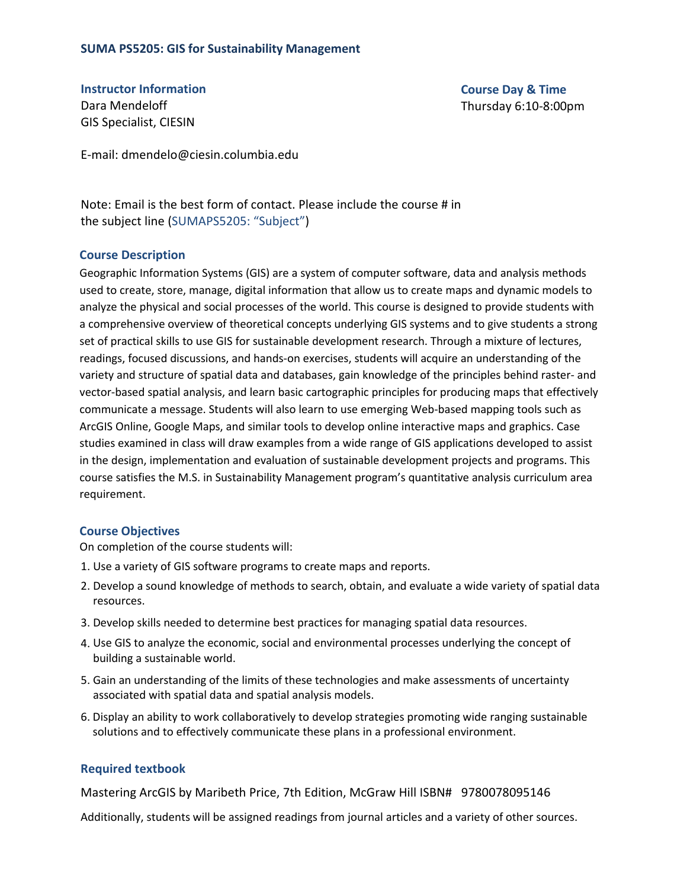# SUMA PS5205: GIS for Sustainability Management

## Instructor Information

Dara Mendeloff
GIS Specialist, CIESIN

E-mail: dmendelo@ciesin.columbia.edu

Note: Email is the best form of contact. Please include the course # in the subject line (SUMAPS5205: "Subject")

## Course Day & Time

Thursday 6:10-8:00pm

## Course Description

Geographic Information Systems (GIS) are a system of computer software, data and analysis methods used to create, store, manage, digital information that allow us to create maps and dynamic models to analyze the physical and social processes of the world. This course is designed to provide students with a comprehensive overview of theoretical concepts underlying GIS systems and to give students a strong set of practical skills to use GIS for sustainable development research. Through a mixture of lectures, readings, focused discussions, and hands-on exercises, students will acquire an understanding of the variety and structure of spatial data and databases, gain knowledge of the principles behind raster- and vector-based spatial analysis, and learn basic cartographic principles for producing maps that effectively communicate a message. Students will also learn to use emerging Web-based mapping tools such as ArcGIS Online, Google Maps, and similar tools to develop online interactive maps and graphics. Case studies examined in class will draw examples from a wide range of GIS applications developed to assist in the design, implementation and evaluation of sustainable development projects and programs. This course satisfies the M.S. in Sustainability Management program's quantitative analysis curriculum area requirement.

## Course Objectives

On completion of the course students will:

1. Use a variety of GIS software programs to create maps and reports.
2. Develop a sound knowledge of methods to search, obtain, and evaluate a wide variety of spatial data resources.
3. Develop skills needed to determine best practices for managing spatial data resources.
4. Use GIS to analyze the economic, social and environmental processes underlying the concept of building a sustainable world.
5. Gain an understanding of the limits of these technologies and make assessments of uncertainty associated with spatial data and spatial analysis models.
6. Display an ability to work collaboratively to develop strategies promoting wide ranging sustainable solutions and to effectively communicate these plans in a professional environment.

## Required textbook

Mastering ArcGIS by Maribeth Price, 7th Edition, McGraw Hill ISBN# 9780078095146

Additionally, students will be assigned readings from journal articles and a variety of other sources.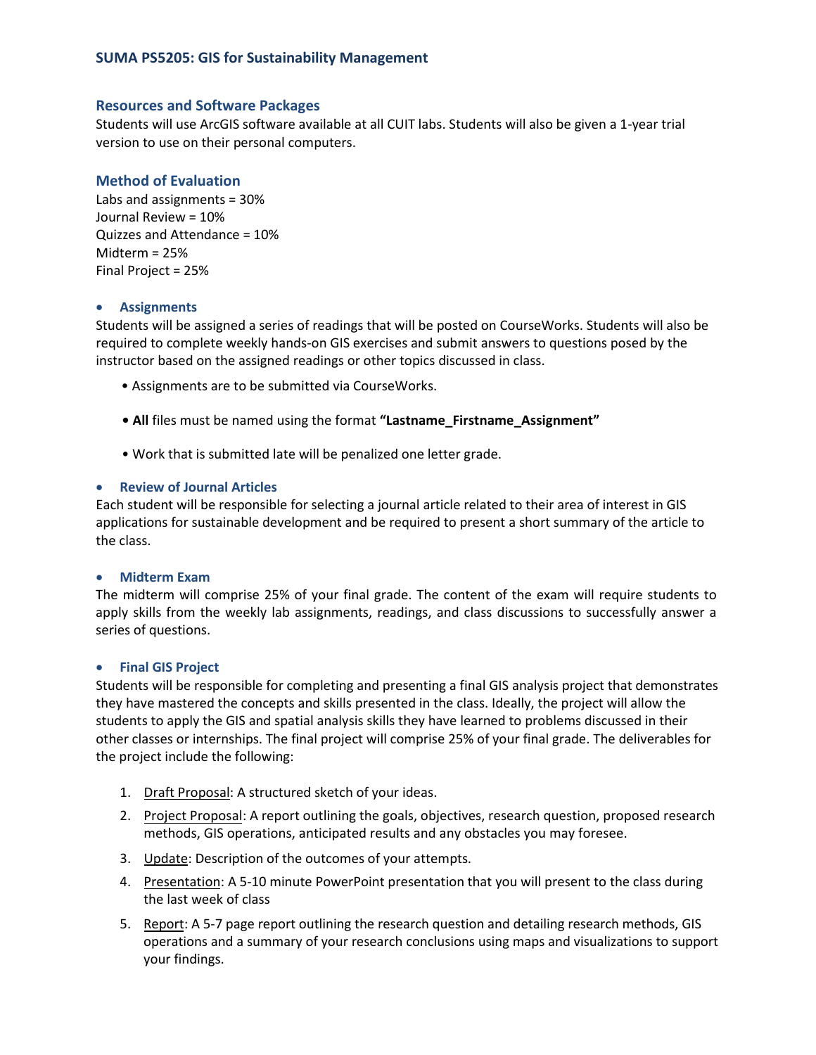## SUMA PS5205: GIS for Sustainability Management

### Resources and Software Packages

Students will use ArcGIS software available at all CUIT labs. Students will also be given a 1-year trial version to use on their personal computers.

### Method of Evaluation

Labs and assignments = 30%
Journal Review = 10%
Quizzes and Attendance = 10%
Midterm = 25%
Final Project = 25%

- **Assignments**

Students will be assigned a series of readings that will be posted on CourseWorks. Students will also be required to complete weekly hands-on GIS exercises and submit answers to questions posed by the instructor based on the assigned readings or other topics discussed in class.

- Assignments are to be submitted via CourseWorks.
- **All** files must be named using the format **"Lastname_Firstname_Assignment"**
- Work that is submitted late will be penalized one letter grade.

- **Review of Journal Articles**

Each student will be responsible for selecting a journal article related to their area of interest in GIS applications for sustainable development and be required to present a short summary of the article to the class.

- **Midterm Exam**

The midterm will comprise 25% of your final grade. The content of the exam will require students to apply skills from the weekly lab assignments, readings, and class discussions to successfully answer a series of questions.

- **Final GIS Project**

Students will be responsible for completing and presenting a final GIS analysis project that demonstrates they have mastered the concepts and skills presented in the class. Ideally, the project will allow the students to apply the GIS and spatial analysis skills they have learned to problems discussed in their other classes or internships. The final project will comprise 25% of your final grade. The deliverables for the project include the following:

1. Draft Proposal: A structured sketch of your ideas.
2. Project Proposal: A report outlining the goals, objectives, research question, proposed research methods, GIS operations, anticipated results and any obstacles you may foresee.
3. Update: Description of the outcomes of your attempts.
4. Presentation: A 5-10 minute PowerPoint presentation that you will present to the class during the last week of class
5. Report: A 5-7 page report outlining the research question and detailing research methods, GIS operations and a summary of your research conclusions using maps and visualizations to support your findings.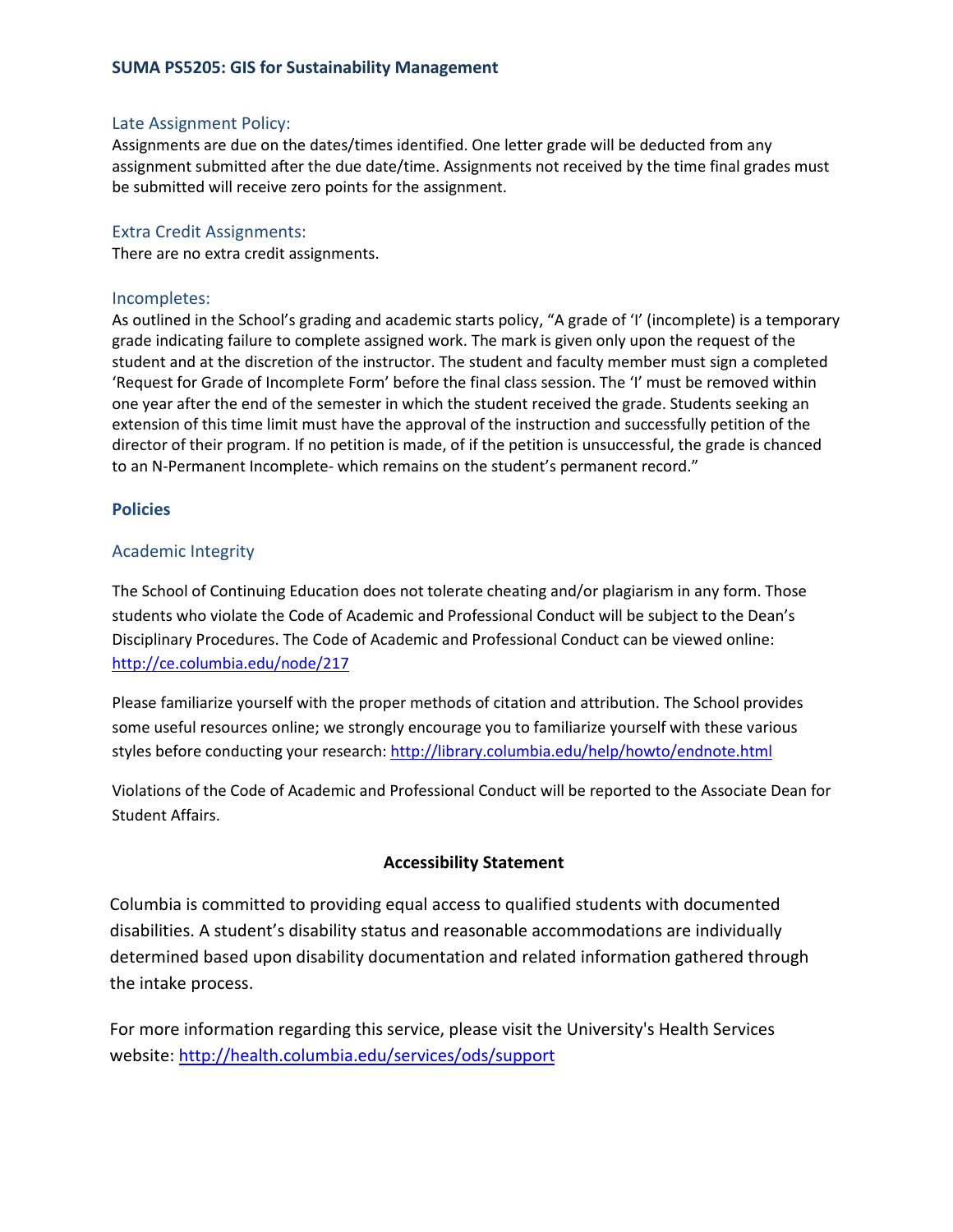### Late Assignment Policy:

Assignments are due on the dates/times identified. One letter grade will be deducted from any assignment submitted after the due date/time. Assignments not received by the time final grades must be submitted will receive zero points for the assignment.

### Extra Credit Assignments:

There are no extra credit assignments.

### Incompletes:

As outlined in the School's grading and academic starts policy, "A grade of 'I' (incomplete) is a temporary grade indicating failure to complete assigned work. The mark is given only upon the request of the student and at the discretion of the instructor. The student and faculty member must sign a completed 'Request for Grade of Incomplete Form' before the final class session. The 'I' must be removed within one year after the end of the semester in which the student received the grade. Students seeking an extension of this time limit must have the approval of the instruction and successfully petition of the director of their program. If no petition is made, of if the petition is unsuccessful, the grade is chanced to an N-Permanent Incomplete- which remains on the student's permanent record."

## Policies

### Academic Integrity

The School of Continuing Education does not tolerate cheating and/or plagiarism in any form. Those students who violate the Code of Academic and Professional Conduct will be subject to the Dean's Disciplinary Procedures. The Code of Academic and Professional Conduct can be viewed online: http://ce.columbia.edu/node/217

Please familiarize yourself with the proper methods of citation and attribution. The School provides some useful resources online; we strongly encourage you to familiarize yourself with these various styles before conducting your research: http://library.columbia.edu/help/howto/endnote.html

Violations of the Code of Academic and Professional Conduct will be reported to the Associate Dean for Student Affairs.

## Accessibility Statement

Columbia is committed to providing equal access to qualified students with documented disabilities. A student's disability status and reasonable accommodations are individually determined based upon disability documentation and related information gathered through the intake process.

For more information regarding this service, please visit the University's Health Services website: http://health.columbia.edu/services/ods/support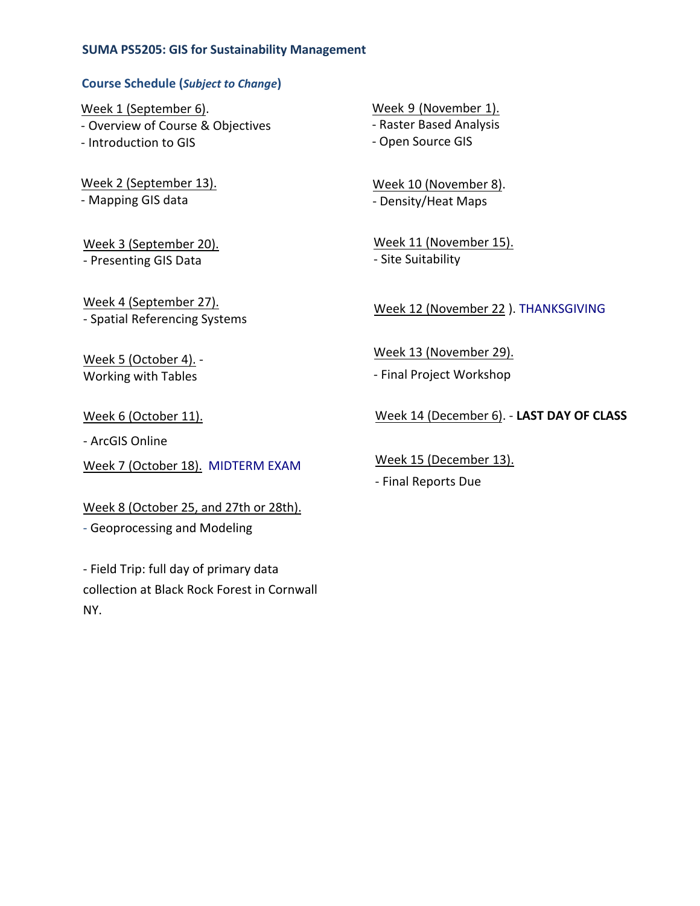**SUMA PS5205: GIS for Sustainability Management**

**Course Schedule (*Subject to Change*)**

Week 1 (September 6).
- Overview of Course & Objectives
- Introduction to GIS

Week 2 (September 13).
- Mapping GIS data

Week 3 (September 20).
- Presenting GIS Data

Week 4 (September 27).
- Spatial Referencing Systems

Week 5 (October 4). - Working with Tables

Week 6 (October 11).
- ArcGIS Online

Week 7 (October 18). MIDTERM EXAM

Week 8 (October 25, and 27th or 28th).
- Geoprocessing and Modeling

- Field Trip: full day of primary data collection at Black Rock Forest in Cornwall NY.

Week 9 (November 1).
- Raster Based Analysis
- Open Source GIS

Week 10 (November 8).
- Density/Heat Maps

Week 11 (November 15).
- Site Suitability

Week 12 (November 22 ). THANKSGIVING

Week 13 (November 29).
- Final Project Workshop

Week 14 (December 6). - **LAST DAY OF CLASS**

Week 15 (December 13).
- Final Reports Due